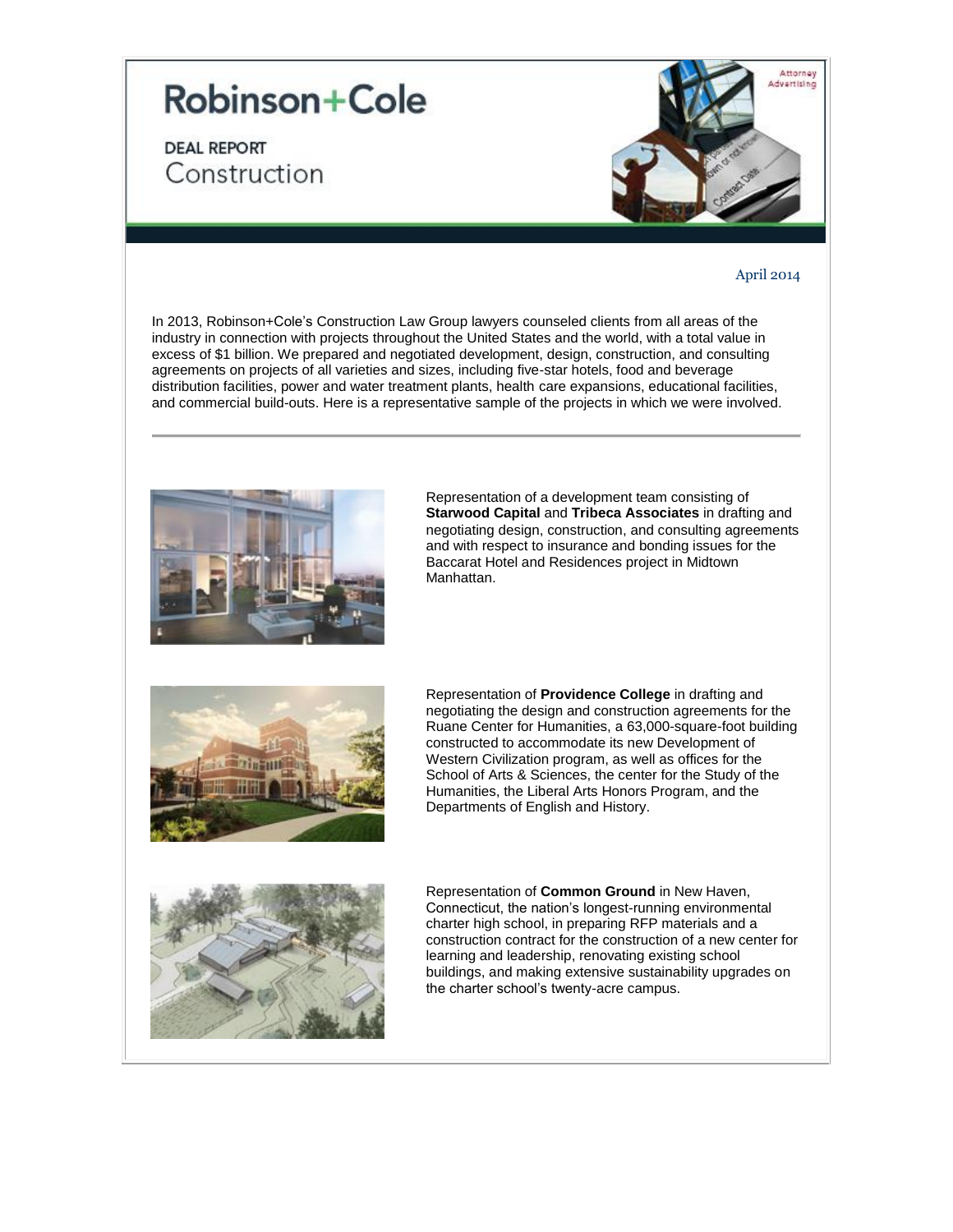# Robinson+Cole

## DEAL REPORT
## Construction

Attorney Advertising

April 2014

In 2013, Robinson+Cole's Construction Law Group lawyers counseled clients from all areas of the industry in connection with projects throughout the United States and the world, with a total value in excess of $1 billion. We prepared and negotiated development, design, construction, and consulting agreements on projects of all varieties and sizes, including five-star hotels, food and beverage distribution facilities, power and water treatment plants, health care expansions, educational facilities, and commercial build-outs. Here is a representative sample of the projects in which we were involved.

---

Representation of a development team consisting of **Starwood Capital** and **Tribeca Associates** in drafting and negotiating design, construction, and consulting agreements and with respect to insurance and bonding issues for the Baccarat Hotel and Residences project in Midtown Manhattan.

Representation of **Providence College** in drafting and negotiating the design and construction agreements for the Ruane Center for Humanities, a 63,000-square-foot building constructed to accommodate its new Development of Western Civilization program, as well as offices for the School of Arts & Sciences, the center for the Study of the Humanities, the Liberal Arts Honors Program, and the Departments of English and History.

Representation of **Common Ground** in New Haven, Connecticut, the nation's longest-running environmental charter high school, in preparing RFP materials and a construction contract for the construction of a new center for learning and leadership, renovating existing school buildings, and making extensive sustainability upgrades on the charter school's twenty-acre campus.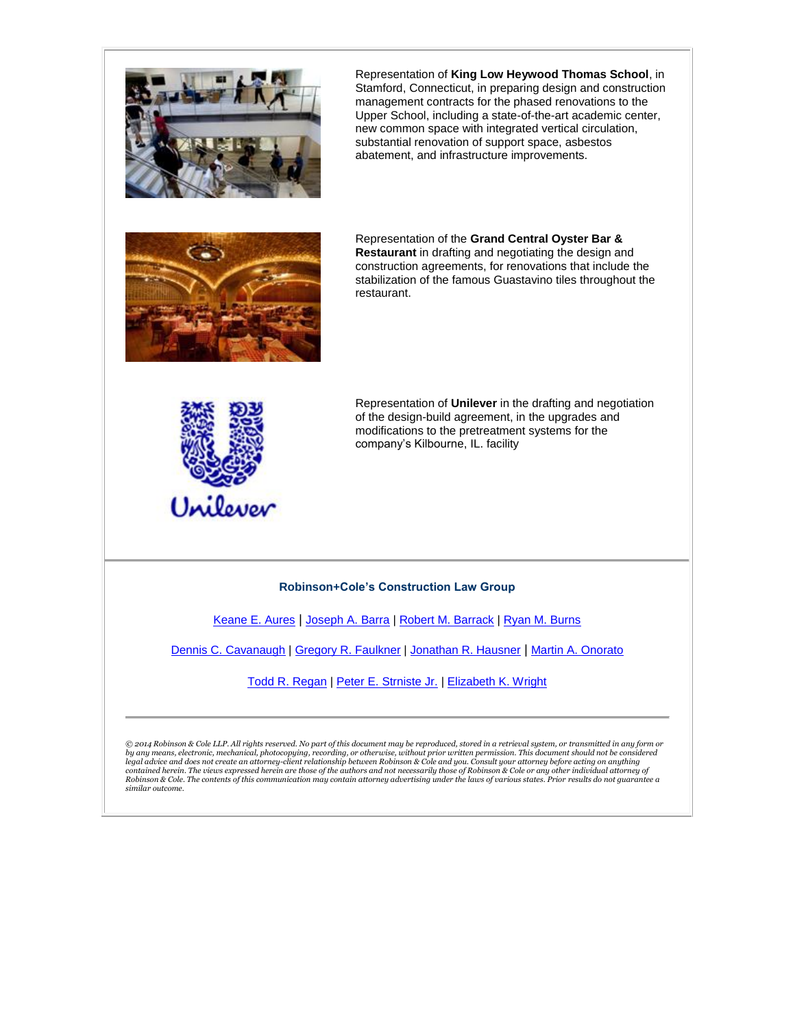Representation of **King Low Heywood Thomas School**, in Stamford, Connecticut, in preparing design and construction management contracts for the phased renovations to the Upper School, including a state-of-the-art academic center, new common space with integrated vertical circulation, substantial renovation of support space, asbestos abatement, and infrastructure improvements.

Representation of the **Grand Central Oyster Bar & Restaurant** in drafting and negotiating the design and construction agreements, for renovations that include the stabilization of the famous Guastavino tiles throughout the restaurant.

Representation of **Unilever** in the drafting and negotiation of the design-build agreement, in the upgrades and modifications to the pretreatment systems for the company's Kilbourne, IL. facility

**Robinson+Cole's Construction Law Group**

Keane E. Aures | Joseph A. Barra | Robert M. Barrack | Ryan M. Burns

Dennis C. Cavanaugh | Gregory R. Faulkner | Jonathan R. Hausner | Martin A. Onorato

Todd R. Regan | Peter E. Strniste Jr. | Elizabeth K. Wright

*© 2014 Robinson & Cole LLP. All rights reserved. No part of this document may be reproduced, stored in a retrieval system, or transmitted in any form or by any means, electronic, mechanical, photocopying, recording, or otherwise, without prior written permission. This document should not be considered legal advice and does not create an attorney-client relationship between Robinson & Cole and you. Consult your attorney before acting on anything contained herein. The views expressed herein are those of the authors and not necessarily those of Robinson & Cole or any other individual attorney of Robinson & Cole. The contents of this communication may contain attorney advertising under the laws of various states. Prior results do not guarantee a similar outcome.*